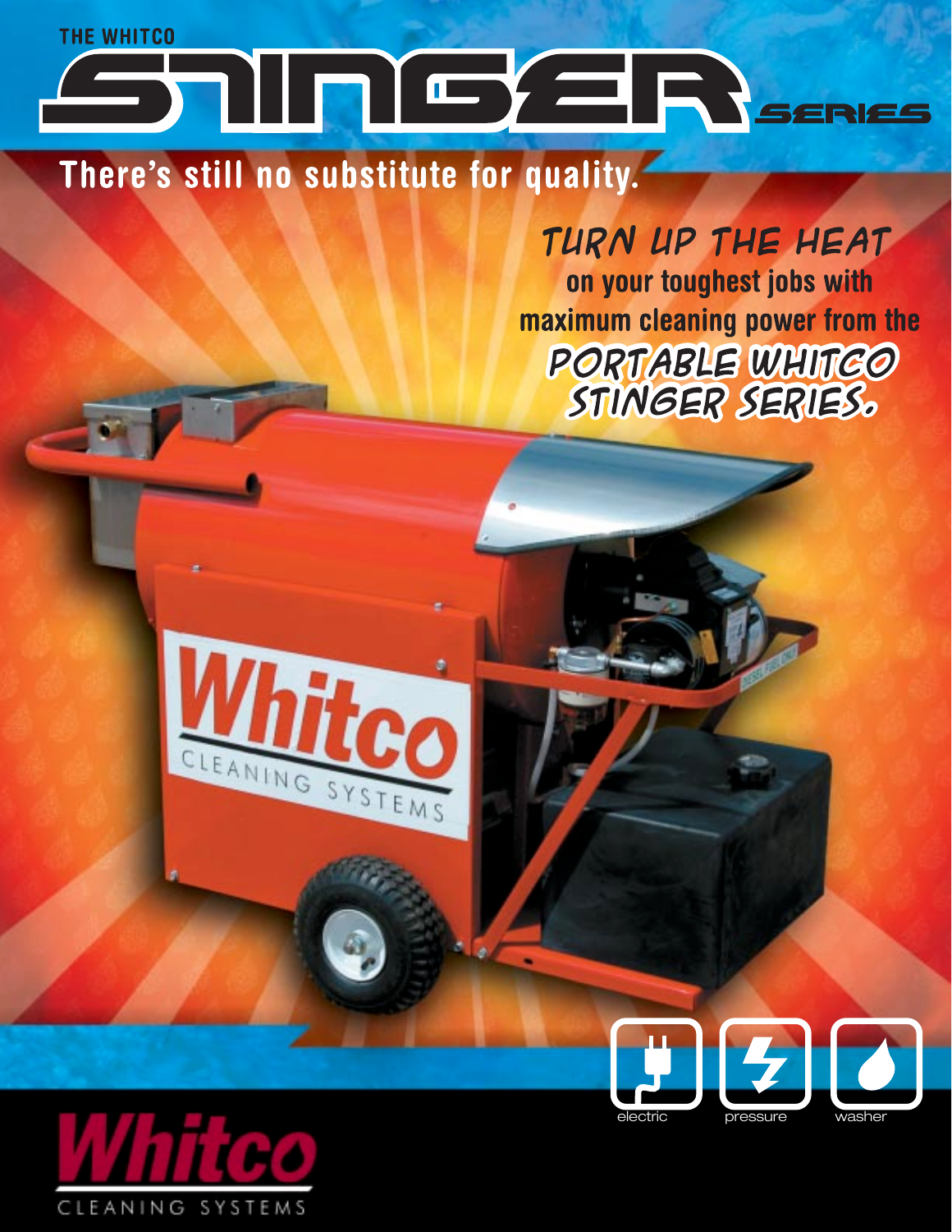THE WHITCO

# STINGER SERIES

## There's still no substitute for quality.

### TURN UP THE HEAT

**on your toughest jobs with maximum cleaning power from the**

### PORTABLE WHITCO STINGER SERIES.

electric pressure washer

Whitco CLEANING SYSTEMS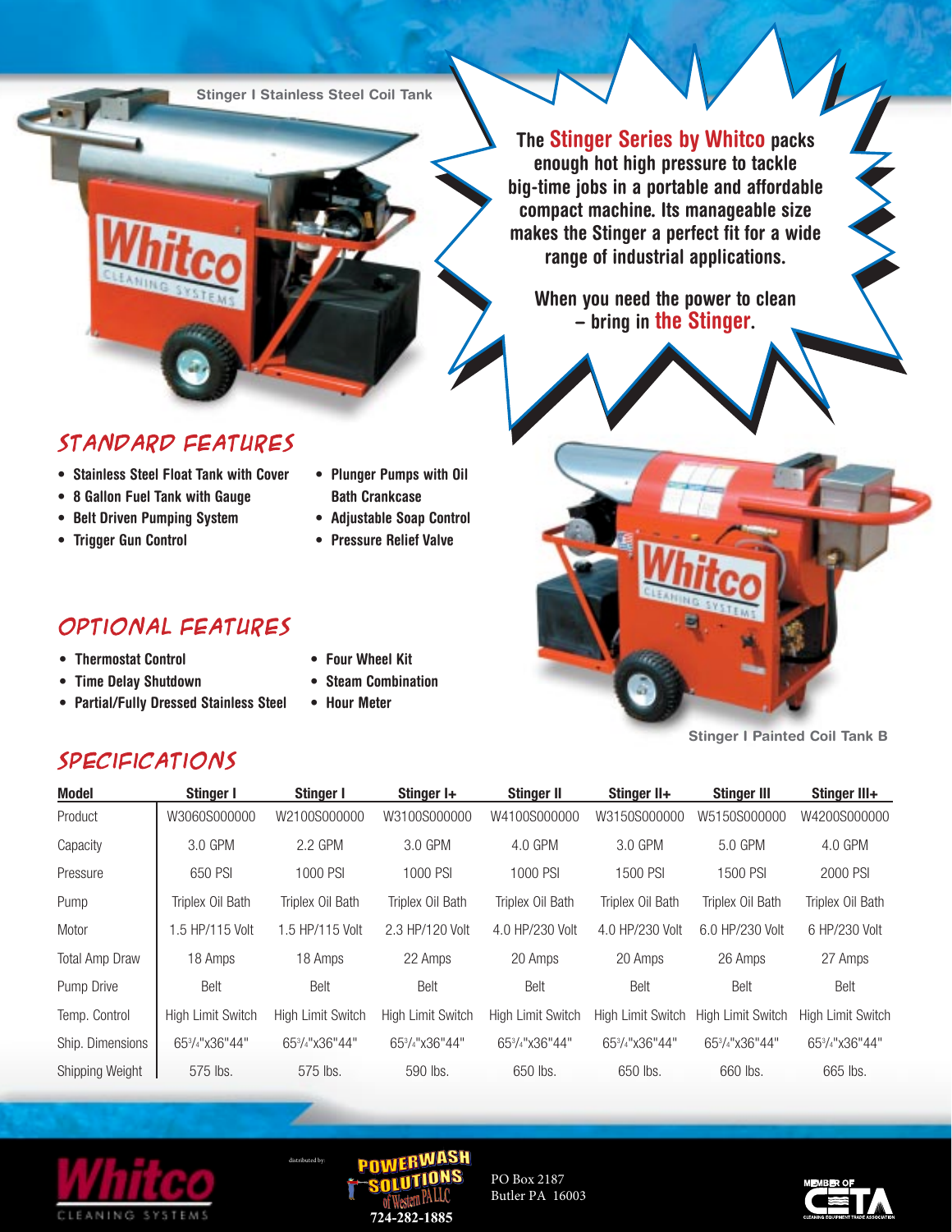Stinger I Stainless Steel Coil Tank

The **Stinger Series by Whitco** packs enough hot high pressure to tackle big-time jobs in a portable and affordable compact machine. Its manageable size makes the Stinger a perfect fit for a wide range of industrial applications.

When you need the power to clean – bring in **the Stinger**.

## STANDARD FEATURES

- Stainless Steel Float Tank with Cover
- 8 Gallon Fuel Tank with Gauge
- Belt Driven Pumping System
- Trigger Gun Control
- Plunger Pumps with Oil Bath Crankcase
- Adjustable Soap Control
- Pressure Relief Valve

## OPTIONAL FEATURES

- Thermostat Control
- Time Delay Shutdown
- Partial/Fully Dressed Stainless Steel
- Four Wheel Kit
- Steam Combination
- Hour Meter

Stinger I Painted Coil Tank B

## SPECIFICATIONS

| Model | Stinger I | Stinger I | Stinger I+ | Stinger II | Stinger II+ | Stinger III | Stinger III+ |
|---|---|---|---|---|---|---|---|
| Product | W3060S000000 | W2100S000000 | W3100S000000 | W4100S000000 | W3150S000000 | W5150S000000 | W4200S000000 |
| Capacity | 3.0 GPM | 2.2 GPM | 3.0 GPM | 4.0 GPM | 3.0 GPM | 5.0 GPM | 4.0 GPM |
| Pressure | 650 PSI | 1000 PSI | 1000 PSI | 1000 PSI | 1500 PSI | 1500 PSI | 2000 PSI |
| Pump | Triplex Oil Bath | Triplex Oil Bath | Triplex Oil Bath | Triplex Oil Bath | Triplex Oil Bath | Triplex Oil Bath | Triplex Oil Bath |
| Motor | 1.5 HP/115 Volt | 1.5 HP/115 Volt | 2.3 HP/120 Volt | 4.0 HP/230 Volt | 4.0 HP/230 Volt | 6.0 HP/230 Volt | 6 HP/230 Volt |
| Total Amp Draw | 18 Amps | 18 Amps | 22 Amps | 20 Amps | 20 Amps | 26 Amps | 27 Amps |
| Pump Drive | Belt | Belt | Belt | Belt | Belt | Belt | Belt |
| Temp. Control | High Limit Switch | High Limit Switch | High Limit Switch | High Limit Switch | High Limit Switch | High Limit Switch | High Limit Switch |
| Ship. Dimensions | 65¾"x36"44" | 65¾"x36"44" | 65¾"x36"44" | 65¾"x36"44" | 65¾"x36"44" | 65¾"x36"44" | 65¾"x36"44" |
| Shipping Weight | 575 lbs. | 575 lbs. | 590 lbs. | 650 lbs. | 650 lbs. | 660 lbs. | 665 lbs. |

Whitco Cleaning Systems

distributed by: Powerwash Solutions of Western PA LLC
724-282-1885

PO Box 2187
Butler PA 16003

Member of CETA Cleaning Equipment Trade Association